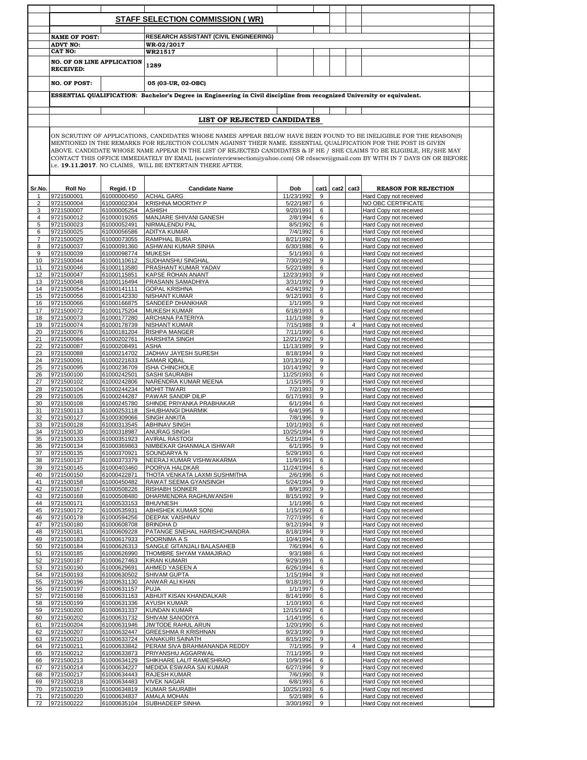## STAFF SELECTION COMMISSION ( WR)

| | |
|---|---|
| **NAME OF POST:** | **RESEARCH ASSISTANT (CIVIL ENGINEERING)** |
| **ADVT NO:** | **WR-02/2017** |
| **CAT NO:** | **WR21517** |
| **NO. OF ON LINE APPLICATION RECEIVED:** | **1289** |
| **NO. OF POST:** | **05 (03-UR, 02-OBC)** |

**ESSENTIAL QUALIFICATION: Bachelor's Degree in Engineering in Civil discipline from recognized University or equivalent.**

### LIST OF REJECTED CANDIDATES

ON SCRUTINY OF APPLICATIONS, CANDIDATES WHOSE NAMES APPEAR BELOW HAVE BEEN FOUND TO BE INELIGIBLE FOR THE REASON(S) MENTIONED IN THE REMARKS FOR REJECTION COLUMN AGAINST THEIR NAME. ESSENTIAL QUALIFICATION FOR THE POST IS GIVEN ABOVE. CANDIDATE WHOSE NAME APPEAR IN THE LIST OF REJECTED CANDIDATES & IF HE / SHE CLAIMS TO BE ELIGIBLE, HE/SHE MAY CONTACT THIS OFFICE IMMEDIATELY BY EMAIL (sscwrinterviewsection@yahoo.com) OR rdsscwr@gmail.com BY WITH IN 7 DAYS ON OR BEFORE i.e. **19.11.2017**. NO CLAIMS, WILL BE ENTERTAIN THERE AFTER.

| Sr.No. | Roll No | Regid. I D | Candidate Name | Dob | cat1 | cat2 | cat3 | REASON FOR REJECTION |
|---|---|---|---|---|---|---|---|---|
| 1 | 9721500001 | 61000000450 | ACHAL GARG | 11/23/1992 | 9 | | | Hard Copy not received |
| 2 | 9721500004 | 61000002304 | KRISHNA MOORTHY P | 5/22/1987 | 6 | | | NO OBC CERTIFICATE |
| 3 | 9721500007 | 61000005254 | ASHISH | 9/20/1991 | 6 | | | Hard Copy not received |
| 4 | 9721500012 | 61000019265 | MANJARE SHIVANI GANESH | 2/8/1994 | 6 | | | Hard Copy not received |
| 5 | 9721500023 | 61000052491 | NIRMALENDU PAL | 8/5/1992 | 6 | | | Hard Copy not received |
| 6 | 9721500025 | 61000056586 | ADITYA KUMAR | 7/4/1992 | 6 | | | Hard Copy not received |
| 7 | 9721500029 | 61000073055 | RAMPHAL BURA | 8/21/1992 | 9 | | | Hard Copy not received |
| 8 | 9721500037 | 61000091360 | ASHWANI KUMAR SINHA | 6/30/1988 | 6 | | | Hard Copy not received |
| 9 | 9721500039 | 61000098774 | MUKESH | 5/1/1993 | 6 | | | Hard Copy not received |
| 10 | 9721500044 | 61000110612 | SUDHANSHU SINGHAL | 7/30/1992 | 9 | | | Hard Copy not received |
| 11 | 9721500046 | 61000113580 | PRASHANT KUMAR YADAV | 5/22/1989 | 6 | | | Hard Copy not received |
| 12 | 9721500047 | 61000115851 | KAPSE ROHAN ANANT | 12/23/1993 | 9 | | | Hard Copy not received |
| 13 | 9721500048 | 61000116494 | PRASANN SAMADHIYA | 3/31/1992 | 9 | | | Hard Copy not received |
| 14 | 9721500054 | 61000141111 | GOPAL KRISHNA | 4/24/1992 | 9 | | | Hard Copy not received |
| 15 | 9721500056 | 61000142330 | NISHANT KUMAR | 9/12/1993 | 6 | | | Hard Copy not received |
| 16 | 9721500066 | 61000166875 | SANDEEP DHANKHAR | 1/1/1995 | 9 | | | Hard Copy not received |
| 17 | 9721500072 | 61000175204 | MUKESH KUMAR | 6/18/1993 | 6 | | | Hard Copy not received |
| 18 | 9721500073 | 61000177280 | ARCHANA PATERIYA | 11/1/1988 | 9 | | | Hard Copy not received |
| 19 | 9721500074 | 61000178739 | NISHANT KUMAR | 7/15/1988 | 9 | | 4 | Hard Copy not received |
| 20 | 9721500076 | 61000181204 | RISHPA MANGER | 7/11/1990 | 6 | | | Hard Copy not received |
| 21 | 9721500084 | 61000202761 | HARSHITA SINGH | 12/21/1992 | 9 | | | Hard Copy not received |
| 22 | 9721500087 | 61000208491 | ASHA | 11/13/1989 | 9 | | | Hard Copy not received |
| 23 | 9721500088 | 61000214702 | JADHAV JAYESH SURESH | 8/18/1994 | 9 | | | Hard Copy not received |
| 24 | 9721500091 | 61000221633 | SAMAR IQBAL | 10/13/1992 | 9 | | | Hard Copy not received |
| 25 | 9721500095 | 61000236709 | ISHA CHINCHOLE | 10/14/1992 | 9 | | | Hard Copy not received |
| 26 | 9721500100 | 61000242501 | SASHI SAURABH | 11/25/1993 | 6 | | | Hard Copy not received |
| 27 | 9721500102 | 61000242806 | NARENDRA KUMAR MEENA | 1/15/1995 | 9 | | | Hard Copy not received |
| 28 | 9721500104 | 61000244234 | MOHIT TIWARI | 7/2/1993 | 9 | | | Hard Copy not received |
| 29 | 9721500105 | 61000244287 | PAWAR SANDIP DILIP | 6/17/1993 | 9 | | | Hard Copy not received |
| 30 | 9721500108 | 61000245780 | SHINDE PRIYANKA PRABHAKAR | 6/1/1994 | 6 | | | Hard Copy not received |
| 31 | 9721500113 | 61000253118 | SHUBHANGI DHARMIK | 6/4/1995 | 9 | | | Hard Copy not received |
| 32 | 9721500127 | 61000309066 | SINGH ANKITA | 7/8/1996 | 9 | | | Hard Copy not received |
| 33 | 9721500128 | 61000313545 | ABHINAV SINGH | 10/1/1993 | 6 | | | Hard Copy not received |
| 34 | 9721500130 | 61000318987 | ANURAG SINGH | 10/25/1994 | 9 | | | Hard Copy not received |
| 35 | 9721500133 | 61000351923 | AVIRAL RASTOGI | 5/21/1994 | 6 | | | Hard Copy not received |
| 36 | 9721500134 | 61000369863 | NIMBEKAR GHANMALA ISHWAR | 6/1/1995 | 9 | | | Hard Copy not received |
| 37 | 9721500135 | 61000370921 | SOUNDARYA N | 5/29/1993 | 6 | | | Hard Copy not received |
| 38 | 9721500137 | 61000373379 | NEERAJ KUMAR VISHWAKARMA | 11/9/1991 | 6 | | | Hard Copy not received |
| 39 | 9721500145 | 61000403460 | POORVA HALDKAR | 11/24/1994 | 6 | | | Hard Copy not received |
| 40 | 9721500150 | 61000422871 | THOTA VENKATA LAXMI SUSHMITHA | 2/6/1996 | 6 | | | Hard Copy not received |
| 41 | 9721500158 | 61000450482 | RAWAT SEEMA GYANSINGH | 5/24/1994 | 9 | | | Hard Copy not received |
| 42 | 9721500167 | 61000508226 | RISHABH SONKER | 8/9/1993 | 9 | | | Hard Copy not received |
| 43 | 9721500168 | 61000508480 | DHARMENDRA RAGHUWANSHI | 8/15/1992 | 9 | | | Hard Copy not received |
| 44 | 9721500171 | 61000533153 | BHUVNESH | 1/1/1996 | 6 | | | Hard Copy not received |
| 45 | 9721500172 | 61000535931 | ABHISHEK KUMAR SONI | 1/15/1992 | 6 | | | Hard Copy not received |
| 46 | 9721500178 | 61000594256 | DEEPAK VAISHNAV | 7/27/1995 | 6 | | | Hard Copy not received |
| 47 | 9721500180 | 61000608708 | BRINDHA D | 9/12/1994 | 9 | | | Hard Copy not received |
| 48 | 9721500181 | 61000609228 | PATANGE SNEHAL HARISHCHANDRA | 8/18/1994 | 9 | | | Hard Copy not received |
| 49 | 9721500183 | 61000617933 | POORNIMA A S | 10/4/1994 | 6 | | | Hard Copy not received |
| 50 | 9721500184 | 61000626313 | SANGLE GITANJALI BALASAHEB | 7/6/1994 | 6 | | | Hard Copy not received |
| 51 | 9721500185 | 61000626990 | THOMBRE SHYAM YAMAJIRAO | 9/3/1988 | 6 | | | Hard Copy not received |
| 52 | 9721500187 | 61000627463 | KIRAN KUMARI | 9/29/1991 | 6 | | | Hard Copy not received |
| 53 | 9721500190 | 61000629691 | AHMED YASEEN A | 6/26/1994 | 6 | | | Hard Copy not received |
| 54 | 9721500193 | 61000630502 | SHIVAM GUPTA | 1/15/1994 | 9 | | | Hard Copy not received |
| 55 | 9721500196 | 61000631130 | ANWAR ALI KHAN | 9/18/1991 | 9 | | | Hard Copy not received |
| 56 | 9721500197 | 61000631157 | PUJA | 1/1/1997 | 6 | | | Hard Copy not received |
| 57 | 9721500198 | 61000631163 | ABHIJIT KISAN KHANDALKAR | 8/14/1990 | 6 | | | Hard Copy not received |
| 58 | 9721500199 | 61000631336 | AYUSH KUMAR | 1/10/1993 | 6 | | | Hard Copy not received |
| 59 | 9721500200 | 61000631337 | KUNDAN KUMAR | 12/15/1992 | 6 | | | Hard Copy not received |
| 60 | 9721500202 | 61000631732 | SHIVAM SANODIYA | 1/14/1995 | 6 | | | Hard Copy not received |
| 61 | 9721500204 | 61000631946 | JIWTODE RAHUL ARUN | 1/20/1990 | 6 | | | Hard Copy not received |
| 62 | 9721500207 | 61000632447 | GREESHMA R KRISHNAN | 9/23/1990 | 9 | | | Hard Copy not received |
| 63 | 9721500210 | 61000633724 | VANAKURI SAINATH | 8/15/1992 | 9 | | | Hard Copy not received |
| 64 | 9721500211 | 61000633842 | PERAM SIVA BRAHMANANDA REDDY | 7/1/1995 | 9 | | 4 | Hard Copy not received |
| 65 | 9721500212 | 61000633873 | PRIYANSHU AGGARWAL | 7/11/1995 | 9 | | | Hard Copy not received |
| 66 | 9721500213 | 61000634129 | SHIKHARE LALIT RAMESHRAO | 10/9/1994 | 6 | | | Hard Copy not received |
| 67 | 9721500214 | 61000634227 | MEDIDA ESWARA SAI KUMAR | 6/27/1996 | 9 | | | Hard Copy not received |
| 68 | 9721500217 | 61000634443 | RAJESH KUMAR | 7/6/1990 | 9 | | | Hard Copy not received |
| 69 | 9721500218 | 61000634483 | VIVEK NAGAR | 6/8/1993 | 6 | | | Hard Copy not received |
| 70 | 9721500219 | 61000634819 | KUMAR SAURABH | 10/25/1993 | 6 | | | Hard Copy not received |
| 71 | 9721500220 | 61000634837 | AMALA MOHAN | 5/2/1989 | 6 | | | Hard Copy not received |
| 72 | 9721500222 | 61000635104 | SUBHADEEP SINHA | 3/30/1992 | 9 | | | Hard Copy not received |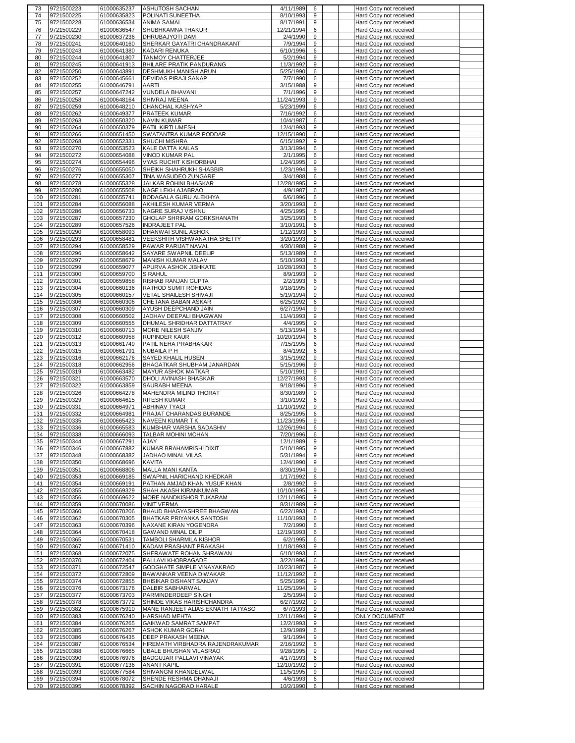| | | | | | | | | | |
|---|---|---|---|---|---|---|---|---|---|
| 73 | 9721500223 | 61000635237 | ASHUTOSH SACHAN | 4/11/1989 | 6 | | | Hard Copy not received | |
| 74 | 9721500225 | 61000635823 | POLINATI SUNEETHA | 8/10/1993 | 9 | | | Hard Copy not received | |
| 75 | 9721500228 | 61000636534 | ANIMA SAMAL | 8/17/1991 | 9 | | | Hard Copy not received | |
| 76 | 9721500229 | 61000636547 | SHUBHKAMNA THAKUR | 12/21/1994 | 6 | | | Hard Copy not received | |
| 77 | 9721500230 | 61000637236 | DHRUBAJYOTI DAM | 2/4/1990 | 9 | | | Hard Copy not received | |
| 78 | 9721500241 | 61000640160 | SHERKAR GAYATRI CHANDRAKANT | 7/9/1994 | 9 | | | Hard Copy not received | |
| 79 | 9721500243 | 61000641380 | KADARI RENUKA | 6/10/1996 | 6 | | | Hard Copy not received | |
| 80 | 9721500244 | 61000641807 | TANMOY CHATTERJEE | 5/2/1994 | 9 | | | Hard Copy not received | |
| 81 | 9721500245 | 61000641913 | BHILARE PRATIK PANDURANG | 11/3/1992 | 9 | | | Hard Copy not received | |
| 82 | 9721500250 | 61000643891 | DESHMUKH MANISH ARUN | 5/25/1990 | 6 | | | Hard Copy not received | |
| 83 | 9721500252 | 61000645661 | DEVIDAS PIRAJI SANAP | 7/7/1990 | 6 | | | Hard Copy not received | |
| 84 | 9721500255 | 61000646791 | AARTI | 3/15/1988 | 9 | | | Hard Copy not received | |
| 85 | 9721500257 | 61000647242 | VUNDELA BHAVANI | 7/1/1996 | 9 | | | Hard Copy not received | |
| 86 | 9721500258 | 61000648164 | SHIVRAJ MEENA | 11/24/1993 | 9 | | | Hard Copy not received | |
| 87 | 9721500259 | 61000648210 | CHANCHAL KASHYAP | 5/23/1999 | 6 | | | Hard Copy not received | |
| 88 | 9721500262 | 61000649377 | PRATEEK KUMAR | 7/16/1992 | 6 | | | Hard Copy not received | |
| 89 | 9721500263 | 61000650320 | NAVIN KUMAR | 10/4/1987 | 6 | | | Hard Copy not received | |
| 90 | 9721500264 | 61000650379 | PATIL KIRTI UMESH | 12/4/1993 | 9 | | | Hard Copy not received | |
| 91 | 9721500266 | 61000651450 | SWATANTRA KUMAR PODDAR | 12/15/1990 | 6 | | | Hard Copy not received | |
| 92 | 9721500268 | 61000652331 | SHUCHI MISHRA | 6/15/1992 | 9 | | | Hard Copy not received | |
| 93 | 9721500270 | 61000653523 | KALE DATTA KAILAS | 3/13/1994 | 6 | | | Hard Copy not received | |
| 94 | 9721500272 | 61000654088 | VINOD KUMAR PAL | 2/1/1995 | 6 | | | Hard Copy not received | |
| 95 | 9721500274 | 61000654496 | VYAS RUCHIT KISHORBHAI | 1/24/1995 | 9 | | | Hard Copy not received | |
| 96 | 9721500276 | 61000655050 | SHEIKH SHAHRUKH SHABBIR | 1/23/1994 | 9 | | | Hard Copy not received | |
| 97 | 9721500277 | 61000655307 | TINA WASUDEO ZUNGARE | 3/4/1988 | 6 | | | Hard Copy not received | |
| 98 | 9721500278 | 61000655328 | JALKAR ROHINI BHASKAR | 12/28/1995 | 9 | | | Hard Copy not received | |
| 99 | 9721500280 | 61000655508 | NAGE LEKH AJABRAO | 4/9/1987 | 6 | | | Hard Copy not received | |
| 100 | 9721500281 | 61000655741 | BODAGALA GURU ALEKHYA | 6/6/1996 | 6 | | | Hard Copy not received | |
| 101 | 9721500284 | 61000656088 | AKHILESH KUMAR VERMA | 3/20/1993 | 6 | | | Hard Copy not received | |
| 102 | 9721500286 | 61000656733 | NAGRE SURAJ VISHNU | 4/25/1995 | 6 | | | Hard Copy not received | |
| 103 | 9721500287 | 61000657230 | GHOLAP SHRIRAM GORKSHANATH | 3/25/1993 | 6 | | | Hard Copy not received | |
| 104 | 9721500289 | 61000657526 | INDRAJEET PAL | 3/10/1991 | 6 | | | Hard Copy not received | |
| 105 | 9721500290 | 61000658093 | DHANWAI SUNIL ASHOK | 1/12/1993 | 6 | | | Hard Copy not received | |
| 106 | 9721500293 | 61000658481 | VEEKSHITH VISHWANATHA SHETTY | 3/20/1993 | 9 | | | Hard Copy not received | |
| 107 | 9721500294 | 61000658529 | PAWAR PARIJAT NAVAL | 4/30/1988 | 9 | | | Hard Copy not received | |
| 108 | 9721500296 | 61000658642 | SAYARE SWAPNIL DEELIP | 5/13/1989 | 6 | | | Hard Copy not received | |
| 109 | 9721500297 | 61000658679 | MANISH KUMAR MALAV | 5/10/1993 | 6 | | | Hard Copy not received | |
| 110 | 9721500299 | 61000659077 | APURVA ASHOK JIBHKATE | 10/28/1993 | 6 | | | Hard Copy not received | |
| 111 | 9721500300 | 61000659700 | S RAHUL | 8/9/1993 | 9 | | | Hard Copy not received | |
| 112 | 9721500301 | 61000659858 | RISHAB RANJAN GUPTA | 2/2/1993 | 6 | | | Hard Copy not received | |
| 113 | 9721500304 | 61000660136 | RATHOD SUMIT ROHIDAS | 9/18/1995 | 9 | | | Hard Copy not received | |
| 114 | 9721500305 | 61000660157 | VETAL SHAILESH SHIVAJI | 5/19/1994 | 9 | | | Hard Copy not received | |
| 115 | 9721500306 | 61000660306 | CHETANA BABAN ASKAR | 6/25/1992 | 6 | | | Hard Copy not received | |
| 116 | 9721500307 | 61000660309 | AYUSH DEEPCHAND JAIN | 6/27/1994 | 9 | | | Hard Copy not received | |
| 117 | 9721500308 | 61000660502 | JADHAV DEEPALI BHAGWAN | 11/4/1993 | 9 | | | Hard Copy not received | |
| 118 | 9721500309 | 61000660555 | DHUMAL SHRIDHAR DATTATRAY | 4/4/1995 | 9 | | | Hard Copy not received | |
| 119 | 9721500310 | 61000660713 | MORE NILESH SANJIV | 5/13/1994 | 6 | | | Hard Copy not received | |
| 120 | 9721500312 | 61000660958 | RUPINDER KAUR | 10/20/1994 | 6 | | | Hard Copy not received | |
| 121 | 9721500313 | 61000661749 | PATIL NEHA PRABHAKAR | 7/15/1995 | 6 | | | Hard Copy not received | |
| 122 | 9721500315 | 61000661791 | NUBAILA P H | 8/4/1992 | 6 | | | Hard Copy not received | |
| 123 | 9721500316 | 61000662176 | SAYED KHALIL HUSEN | 3/15/1992 | 9 | | | Hard Copy not received | |
| 124 | 9721500318 | 61000662956 | BHAGATKAR SHUBHAM JANARDAN | 5/15/1996 | 9 | | | Hard Copy not received | |
| 125 | 9721500319 | 61000663482 | MAYUR ASHOK MATKAR | 5/10/1991 | 9 | | | Hard Copy not received | |
| 126 | 9721500321 | 61000663570 | DHOLI AVINASH BHASKAR | 12/27/1993 | 6 | | | Hard Copy not received | |
| 127 | 9721500322 | 61000663859 | SAURABH MEENA | 9/18/1996 | 9 | | | Hard Copy not received | |
| 128 | 9721500326 | 61000664278 | MAHENDRA MILIND THORAT | 8/30/1989 | 9 | | | Hard Copy not received | |
| 129 | 9721500329 | 61000664615 | RITESH KUMAR | 3/10/1992 | 6 | | | Hard Copy not received | |
| 130 | 9721500331 | 61000664971 | ABHINAV TYAGI | 11/10/1992 | 9 | | | Hard Copy not received | |
| 131 | 9721500332 | 61000664981 | PRAJAT CHARANDAS BURANDE | 8/25/1995 | 6 | | | Hard Copy not received | |
| 132 | 9721500335 | 61000665423 | NAVEEN KUMAR T K | 11/23/1995 | 9 | | | Hard Copy not received | |
| 133 | 9721500336 | 61000665583 | KUMBHAR VARSHA SADASHIV | 12/26/1994 | 6 | | | Hard Copy not received | |
| 134 | 9721500338 | 61000666093 | TALBAR MOHINI MOHAN | 7/20/1996 | 6 | | | Hard Copy not received | |
| 135 | 9721500344 | 61000667291 | AJAY | 12/1/1989 | 9 | | | Hard Copy not received | |
| 136 | 9721500346 | 61000667882 | KUMAR BRAHAMRISHI DIXIT | 5/10/1995 | 9 | | | Hard Copy not received | |
| 137 | 9721500348 | 61000668382 | JADHAO MINAL VILAS | 5/31/1994 | 9 | | | Hard Copy not received | |
| 138 | 9721500350 | 61000668696 | KAVITA | 12/4/1990 | 9 | | | Hard Copy not received | |
| 139 | 9721500351 | 61000668806 | MALLA MANI KANTA | 8/30/1994 | 9 | | | Hard Copy not received | |
| 140 | 9721500353 | 61000669185 | SWAPNIL HARICHAND KHEDKAR | 1/17/1992 | 6 | | | Hard Copy not received | |
| 141 | 9721500354 | 61000669191 | PATHAN AMJAD KHAN YUSUF KHAN | 2/8/1992 | 9 | | | Hard Copy not received | |
| 142 | 9721500355 | 61000669329 | SHAH AKASH KIRANKUMAR | 10/10/1995 | 9 | | | Hard Copy not received | |
| 143 | 9721500356 | 61000669622 | MORE NANDKISHOR TUKARAM | 12/11/1995 | 9 | | | Hard Copy not received | |
| 144 | 9721500359 | 61000670086 | VINIT VERMA | 8/31/1989 | 9 | | | Hard Copy not received | |
| 145 | 9721500360 | 61000670206 | BHAUD BHAGYASHREE BHAGWAN | 6/22/1993 | 6 | | | Hard Copy not received | |
| 146 | 9721500362 | 61000670305 | BHATKAR PRIYANKA SANTOSH | 11/10/1993 | 6 | | | Hard Copy not received | |
| 147 | 9721500363 | 61000670396 | NAXANE KIRAN YOGENDRA | 7/2/1990 | 6 | | | Hard Copy not received | |
| 148 | 9721500364 | 61000670418 | GAWAND MINAL DILIP | 12/19/1993 | 6 | | | Hard Copy not received | |
| 149 | 9721500365 | 61000670531 | TAMBOLI SHARMILA KISHOR | 6/2/1995 | 6 | | | Hard Copy not received | |
| 150 | 9721500367 | 61000671410 | KADAM PRASHANT PRAKASH | 11/18/1993 | 9 | | | Hard Copy not received | |
| 151 | 9721500368 | 61000672075 | SHERAWATE ROHAN SHRAWAN | 6/10/1993 | 6 | | | Hard Copy not received | |
| 152 | 9721500370 | 61000672404 | PALLAVI KHOBRAGADE | 3/22/1996 | 6 | | | Hard Copy not received | |
| 153 | 9721500371 | 61000672547 | GODGHATE SIMPLE VINAYAKRAO | 10/23/1987 | 9 | | | Hard Copy not received | |
| 154 | 9721500372 | 61000672809 | BAWANKAR VEENA DIWAKAR | 11/12/1992 | 6 | | | Hard Copy not received | |
| 155 | 9721500374 | 61000672855 | BHISIKAR DISHANT SANJAY | 5/25/1995 | 9 | | | Hard Copy not received | |
| 156 | 9721500376 | 61000673176 | DALBIR SABHARWAL | 11/25/1994 | 9 | | | Hard Copy not received | |
| 157 | 9721500377 | 61000673703 | PARMINDERDEEP SINGH | 2/5/1994 | 9 | | | Hard Copy not received | |
| 158 | 9721500378 | 61000673772 | SHINDE VIKAS HARISHCHANDRA | 6/27/1992 | 9 | | | Hard Copy not received | |
| 159 | 9721500382 | 61000675910 | MANE RANJEET ALIAS EKNATH TATYASO | 6/7/1993 | 9 | | | Hard Copy not received | |
| 160 | 9721500383 | 61000676240 | HARSHAD MEHTA | 12/11/1994 | 9 | | | ONLY DOCUMENT | |
| 161 | 9721500384 | 61000676265 | GAIKWAD SAMRAT SAMPAT | 12/2/1993 | 9 | | | Hard Copy not received | |
| 162 | 9721500385 | 61000676267 | ASHOK KUMAR GORAI | 12/9/1989 | 6 | | | Hard Copy not received | |
| 163 | 9721500386 | 61000676435 | DEEP PRAKASH MEENA | 9/1/1994 | 9 | | | Hard Copy not received | |
| 164 | 9721500387 | 61000676534 | HIREMATH VIRBHADRA RAJENDRAKUMAR | 2/16/1992 | 6 | | | Hard Copy not received | |
| 165 | 9721500388 | 61000676665 | UBALE BHUSHAN VILASRAO | 9/28/1995 | 9 | | | Hard Copy not received | |
| 166 | 9721500390 | 61000676976 | BADGUJAR PALLAVI VINAYAK | 4/17/1993 | 6 | | | Hard Copy not received | |
| 167 | 9721500391 | 61000677136 | ANANT KAPIL | 12/10/1992 | 9 | | | Hard Copy not received | |
| 168 | 9721500393 | 61000677584 | SHIVANGNI KHANDELWAL | 11/5/1995 | 9 | | | Hard Copy not received | |
| 169 | 9721500394 | 61000678072 | SHENDE RESHMA DHANAJI | 4/6/1993 | 6 | | | Hard Copy not received | |
| 170 | 9721500395 | 61000678392 | SACHIN NAGORAO HARALE | 10/2/1990 | 6 | | | Hard Copy not received | |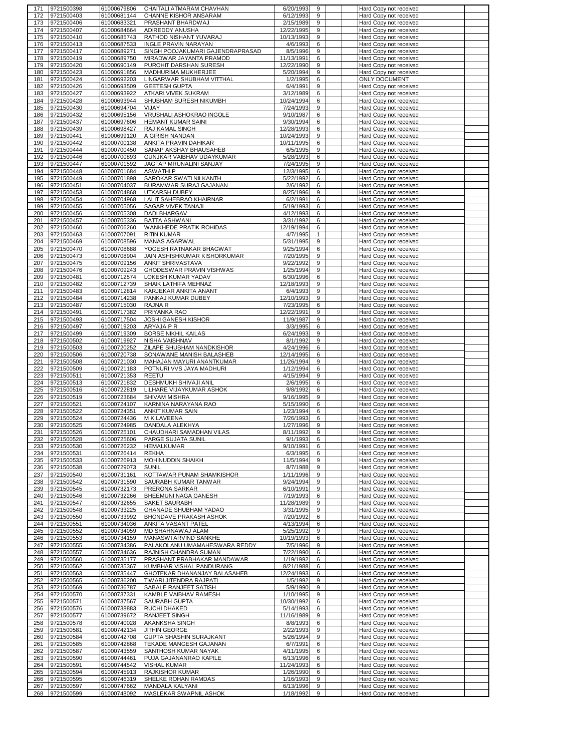| 171 | 9721500398 | 61000679806 | CHAITALI ATMARAM CHAVHAN | 6/20/1993 | 9 | | | Hard Copy not received | |
|---|---|---|---|---|---|---|---|---|---|
| 172 | 9721500403 | 61000681144 | CHANNE KISHOR ANSARAM | 6/12/1993 | 9 | | | Hard Copy not received | |
| 173 | 9721500406 | 61000683321 | PRASHANT BHARDWAJ | 2/15/1989 | 9 | | | Hard Copy not received | |
| 174 | 9721500407 | 61000684664 | ADIREDDY ANUSHA | 12/22/1995 | 9 | | | Hard Copy not received | |
| 175 | 9721500410 | 61000685743 | RATHOD NISHANT YUVARAJ | 10/13/1993 | 9 | | | Hard Copy not received | |
| 176 | 9721500413 | 61000687533 | INGLE PRAVIN NARAYAN | 4/6/1993 | 6 | | | Hard Copy not received | |
| 177 | 9721500417 | 61000689271 | SINGH POOJAKUMARI GAJENDRAPRASAD | 8/5/1996 | 9 | | | Hard Copy not received | |
| 178 | 9721500419 | 61000689750 | MIRADWAR JAYANTA PRAMOD | 11/13/1991 | 6 | | | Hard Copy not received | |
| 179 | 9721500420 | 61000690149 | PUROHIT DARSHAN SURESH | 12/22/1990 | 9 | | | Hard Copy not received | |
| 180 | 9721500423 | 61000691856 | MADHURIMA MUKHERJEE | 5/20/1994 | 9 | | | Hard Copy not received | |
| 181 | 9721500424 | 61000692203 | LINGARWAR SHUBHAM VITTHAL | 1/2/1995 | 6 | | | ONLY DOCUMENT | |
| 182 | 9721500426 | 61000693509 | GEETESH GUPTA | 6/4/1991 | 9 | | | Hard Copy not received | |
| 183 | 9721500427 | 61000693922 | ATKARI VIVEK SUKRAM | 3/12/1989 | 6 | | | Hard Copy not received | |
| 184 | 9721500428 | 61000693944 | SHUBHAM SURESH NIKUMBH | 10/24/1994 | 6 | | | Hard Copy not received | |
| 185 | 9721500430 | 61000694704 | VIJAY | 7/24/1993 | 9 | | | Hard Copy not received | |
| 186 | 9721500432 | 61000695156 | VRUSHALI ASHOKRAO INGOLE | 9/10/1987 | 6 | | | Hard Copy not received | |
| 187 | 9721500437 | 61000697606 | HEMANT KUMAR SAINI | 9/30/1994 | 6 | | | Hard Copy not received | |
| 188 | 9721500439 | 61000698427 | RAJ KAMAL SINGH | 12/28/1993 | 6 | | | Hard Copy not received | |
| 189 | 9721500441 | 61000699120 | A GIRISH NANDAN | 10/24/1993 | 9 | | | Hard Copy not received | |
| 190 | 9721500442 | 61000700138 | ANKITA PRAVIN DAHIKAR | 10/11/1995 | 6 | | | Hard Copy not received | |
| 191 | 9721500444 | 61000700450 | SANAP AKSHAY BHAUSAHEB | 6/5/1995 | 9 | | | Hard Copy not received | |
| 192 | 9721500446 | 61000700893 | GUNJKAR VAIBHAV UDAYKUMAR | 5/28/1993 | 6 | | | Hard Copy not received | |
| 193 | 9721500447 | 61000701592 | JAGTAP MRUNALINI SANJAY | 7/24/1995 | 9 | | | Hard Copy not received | |
| 194 | 9721500448 | 61000701684 | ASWATHI P | 12/3/1995 | 6 | | | Hard Copy not received | |
| 195 | 9721500449 | 61000701898 | SAROKAR SWATI NILKANTH | 5/22/1992 | 6 | | | Hard Copy not received | |
| 196 | 9721500451 | 61000704037 | BURAMWAR SURAJ GAJANAN | 2/6/1992 | 6 | | | Hard Copy not received | |
| 197 | 9721500453 | 61000704868 | UTKARSH DUBEY | 8/25/1996 | 9 | | | Hard Copy not received | |
| 198 | 9721500454 | 61000704968 | LALIT SAHEBRAO KHAIRNAR | 6/2/1991 | 6 | | | Hard Copy not received | |
| 199 | 9721500455 | 61000705056 | SAGAR VIVEK TANAJI | 5/19/1993 | 6 | | | Hard Copy not received | |
| 200 | 9721500456 | 61000705308 | DADI BHARGAV | 4/12/1993 | 6 | | | Hard Copy not received | |
| 201 | 9721500457 | 61000705336 | BATTA ASHWANI | 3/31/1992 | 6 | | | Hard Copy not received | |
| 202 | 9721500460 | 61000706260 | WANKHEDE PRATIK ROHIDAS | 12/19/1994 | 6 | | | Hard Copy not received | |
| 203 | 9721500463 | 61000707091 | RITIN KUMAR | 4/7/1995 | 1 | | | Hard Copy not received | |
| 204 | 9721500469 | 61000708596 | MANAS AGARWAL | 5/31/1995 | 9 | | | Hard Copy not received | |
| 205 | 9721500470 | 61000708688 | YOGESH RATNAKAR BHAGWAT | 9/25/1994 | 6 | | | Hard Copy not received | |
| 206 | 9721500473 | 61000708904 | JAIN ASHISHKUMAR KISHORKUMAR | 7/20/1995 | 9 | | | Hard Copy not received | |
| 207 | 9721500475 | 61000709156 | ANKIT SHRIVASTAVA | 9/22/1992 | 9 | | | Hard Copy not received | |
| 208 | 9721500476 | 61000709243 | GHODESWAR PRAVIN VISHWAS | 1/25/1994 | 9 | | | Hard Copy not received | |
| 209 | 9721500481 | 61000712574 | LOKESH KUMAR YADAV | 6/30/1996 | 6 | | | Hard Copy not received | |
| 210 | 9721500482 | 61000712739 | SHAIK LATHIFA MEHNAZ | 12/18/1993 | 9 | | | Hard Copy not received | |
| 211 | 9721500483 | 61000712814 | KARJEKAR ANKITA ANANT | 6/4/1993 | 9 | | | Hard Copy not received | |
| 212 | 9721500484 | 61000714238 | PANKAJ KUMAR DUBEY | 12/10/1993 | 9 | | | Hard Copy not received | |
| 213 | 9721500487 | 61000715030 | RAJNA R | 7/23/1995 | 6 | | | Hard Copy not received | |
| 214 | 9721500491 | 61000717382 | PRIYANKA RAO | 12/22/1991 | 9 | | | Hard Copy not received | |
| 215 | 9721500493 | 61000717504 | JOSHI GANESH KISHOR | 11/9/1987 | 9 | | | Hard Copy not received | |
| 216 | 9721500497 | 61000719203 | ARYAJA P R | 3/3/1995 | 6 | | | Hard Copy not received | |
| 217 | 9721500499 | 61000719309 | BORSE NIKHIL KAILAS | 6/24/1993 | 9 | | | Hard Copy not received | |
| 218 | 9721500502 | 61000719927 | NISHA VAISHNAV | 8/1/1992 | 9 | | | Hard Copy not received | |
| 219 | 9721500503 | 61000720252 | ZILAPE SHUBHAM NANDKISHOR | 4/24/1996 | 6 | | | Hard Copy not received | |
| 220 | 9721500506 | 61000720738 | SONAWANE MANISH BALASHEB | 12/14/1995 | 6 | | | Hard Copy not received | |
| 221 | 9721500508 | 61000721030 | MAHAJAN MAYURI ANANTKUMAR | 11/26/1994 | 9 | | | Hard Copy not received | |
| 222 | 9721500509 | 61000721183 | POTNURI VVS JAYA MADHURI | 1/12/1994 | 6 | | | Hard Copy not received | |
| 223 | 9721500511 | 61000721353 | REETU | 4/15/1994 | 9 | | | Hard Copy not received | |
| 224 | 9721500513 | 61000721832 | DESHMUKH SHIVAJI ANIL | 2/6/1995 | 6 | | | Hard Copy not received | |
| 225 | 9721500516 | 61000722819 | LILHARE VIJAYKUMAR ASHOK | 9/8/1992 | 6 | | | Hard Copy not received | |
| 226 | 9721500519 | 61000723684 | SHIVAM MISHRA | 9/16/1995 | 9 | | | Hard Copy not received | |
| 227 | 9721500521 | 61000724107 | KARNINA NARAYANA RAO | 5/15/1990 | 6 | | | Hard Copy not received | |
| 228 | 9721500522 | 61000724351 | ANKIT KUMAR SAIN | 1/23/1994 | 6 | | | Hard Copy not received | |
| 229 | 9721500524 | 61000724436 | M K LAVEENA | 7/26/1993 | 6 | | | Hard Copy not received | |
| 230 | 9721500525 | 61000724985 | DANDALA ALEKHYA | 1/27/1996 | 9 | | | Hard Copy not received | |
| 231 | 9721500526 | 61000725101 | CHAUDHARI SAMADHAN VILAS | 8/11/1992 | 9 | | | Hard Copy not received | |
| 232 | 9721500528 | 61000725606 | PARGE SUJATA SUNIL | 9/1/1993 | 6 | | | Hard Copy not received | |
| 233 | 9721500530 | 61000726232 | HEMALKUMAR | 9/10/1991 | 6 | | | Hard Copy not received | |
| 234 | 9721500531 | 61000726414 | REKHA | 6/3/1995 | 6 | | | Hard Copy not received | |
| 235 | 9721500533 | 61000726913 | MOHINUDDIN SHAIKH | 11/5/1994 | 9 | | | Hard Copy not received | |
| 236 | 9721500538 | 61000729073 | SUNIL | 8/7/1988 | 9 | | | Hard Copy not received | |
| 237 | 9721500540 | 61000731161 | KOTTAWAR PUNAM SHAMKISHOR | 1/11/1996 | 9 | | | Hard Copy not received | |
| 238 | 9721500542 | 61000731590 | SAURABH KUMAR TANWAR | 9/24/1994 | 9 | | | Hard Copy not received | |
| 239 | 9721500545 | 61000732173 | PRERONA SARKAR | 6/10/1991 | 9 | | | Hard Copy not received | |
| 240 | 9721500546 | 61000732266 | BHEEMUNI NAGA GANESH | 7/19/1993 | 6 | | | Hard Copy not received | |
| 241 | 9721500547 | 61000732655 | SAKET SAURABH | 11/28/1989 | 9 | | | Hard Copy not received | |
| 242 | 9721500548 | 61000733225 | GHANADE SHUBHAM YADAO | 3/31/1995 | 9 | | | Hard Copy not received | |
| 243 | 9721500550 | 61000733992 | BHONDAVE PRAKASH ASHOK | 7/20/1992 | 6 | | | Hard Copy not received | |
| 244 | 9721500551 | 61000734036 | ANKITA VASANT PATEL | 4/13/1994 | 6 | | | Hard Copy not received | |
| 245 | 9721500552 | 61000734059 | MD SHAHNAWAJ ALAM | 5/25/1992 | 9 | | | Hard Copy not received | |
| 246 | 9721500553 | 61000734159 | MANASWI ARVIND SANKHE | 10/19/1993 | 6 | | | Hard Copy not received | |
| 247 | 9721500555 | 61000734386 | PALAKOLANU UMAMAHESWARA REDDY | 7/5/1996 | 9 | | | Hard Copy not received | |
| 248 | 9721500557 | 61000734636 | RAJNISH CHANDRA SUMAN | 7/22/1990 | 6 | | | Hard Copy not received | |
| 249 | 9721500560 | 61000735177 | PRASHANT PRABHAKAR MANDAWAR | 1/19/1992 | 6 | | | Hard Copy not received | |
| 250 | 9721500562 | 61000735367 | KUMBHAR VISHAL PANDURANG | 8/21/1988 | 6 | | | Hard Copy not received | |
| 251 | 9721500563 | 61000735447 | GHOTEKAR DHANANJAY BALASAHEB | 12/24/1993 | 6 | | | Hard Copy not received | |
| 252 | 9721500565 | 61000736200 | TIWARI JITENDRA RAJPATI | 1/5/1992 | 9 | | | Hard Copy not received | |
| 253 | 9721500569 | 61000736787 | SABALE RANJEET SATISH | 5/9/1990 | 9 | | | Hard Copy not received | |
| 254 | 9721500570 | 61000737331 | KAMBLE VAIBHAV RAMESH | 1/10/1995 | 9 | | | Hard Copy not received | |
| 255 | 9721500571 | 61000737567 | SAURABH GUPTA | 10/30/1992 | 6 | | | Hard Copy not received | |
| 256 | 9721500576 | 61000738883 | RUCHI DHAKED | 5/14/1993 | 6 | | | Hard Copy not received | |
| 257 | 9721500577 | 61000739672 | RANJEET SINGH | 11/16/1989 | 9 | | | Hard Copy not received | |
| 258 | 9721500578 | 61000740028 | AKANKSHA SINGH | 8/8/1993 | 6 | | | Hard Copy not received | |
| 259 | 9721500581 | 61000742134 | JITHIN GEORGE | 2/22/1993 | 9 | | | Hard Copy not received | |
| 260 | 9721500584 | 61000742708 | GUPTA SHASHIN SURAJKANT | 5/26/1994 | 9 | | | Hard Copy not received | |
| 261 | 9721500585 | 61000742868 | TEKADE MANGESH GAJANAN | 6/7/1991 | 6 | | | Hard Copy not received | |
| 262 | 9721500587 | 61000743559 | SANTHOSH KUMAR NAYAK | 4/11/1995 | 6 | | | Hard Copy not received | |
| 263 | 9721500590 | 61000744461 | PUJA GAJANANRAO KAPILE | 6/13/1996 | 6 | | | Hard Copy not received | |
| 264 | 9721500591 | 61000744542 | VISHAL KUMAR | 11/24/1993 | 6 | | | Hard Copy not received | |
| 265 | 9721500594 | 61000745913 | RAJKISHOR KUMAR | 1/26/1990 | 6 | | | Hard Copy not received | |
| 266 | 9721500595 | 61000746319 | SHELKE ROHAN RAMDAS | 1/16/1993 | 9 | | | Hard Copy not received | |
| 267 | 9721500597 | 61000747662 | MANDALA KALYANI | 6/13/1996 | 9 | | | Hard Copy not received | |
| 268 | 9721500599 | 61000748092 | MASLEKAR SWAPNIL ASHOK | 1/18/1992 | 9 | | | Hard Copy not received | |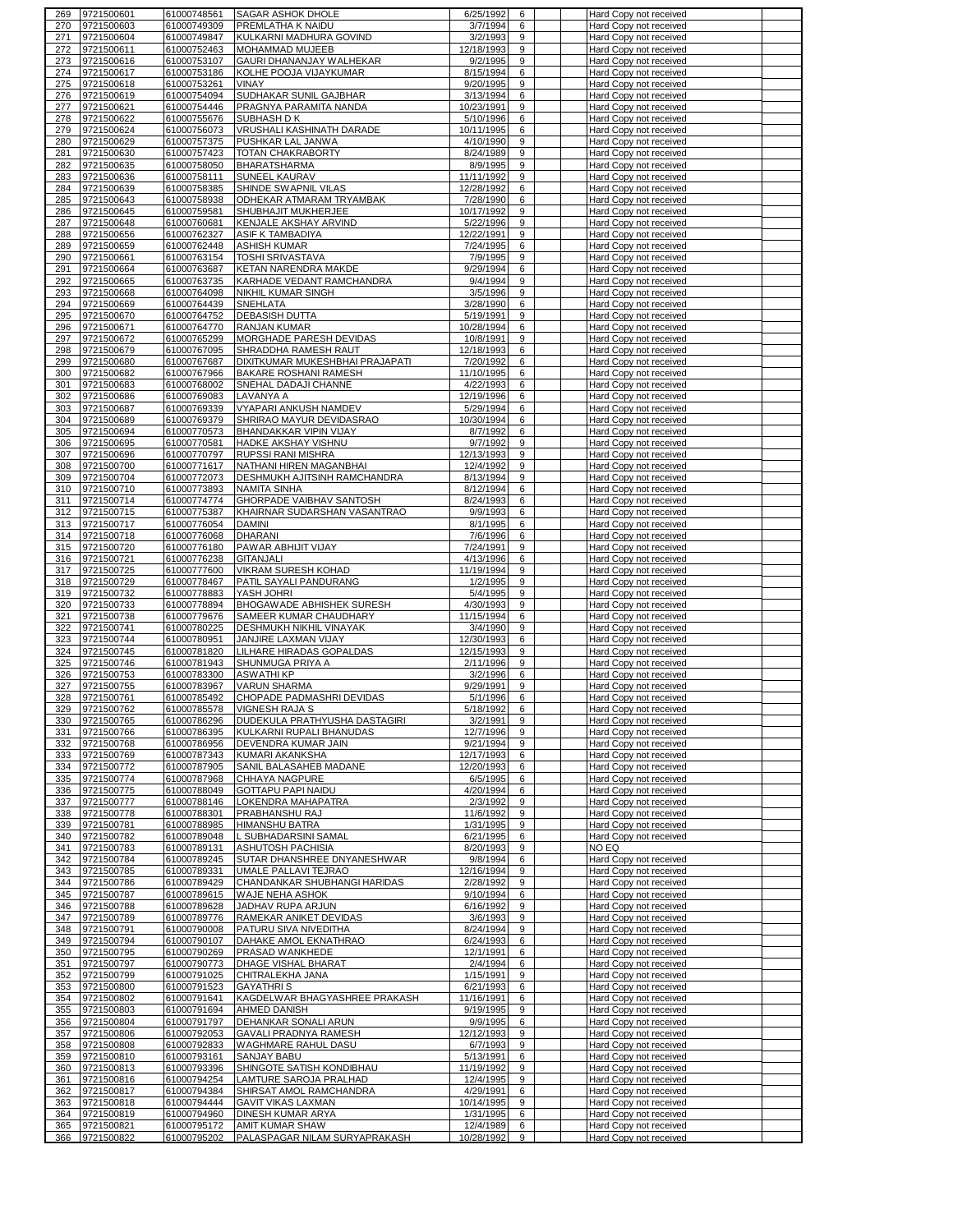| 269 | 9721500601 | 61000748561 | SAGAR ASHOK DHOLE | 6/25/1992 | 6 | | | Hard Copy not received | |
|---|---|---|---|---|---|---|---|---|---|
| 270 | 9721500603 | 61000749309 | PREMLATHA K NAIDU | 3/7/1994 | 6 | | | Hard Copy not received | |
| 271 | 9721500604 | 61000749847 | KULKARNI MADHURA GOVIND | 3/2/1993 | 9 | | | Hard Copy not received | |
| 272 | 9721500611 | 61000752463 | MOHAMMAD MUJEEB | 12/18/1993 | 9 | | | Hard Copy not received | |
| 273 | 9721500616 | 61000753107 | GAURI DHANANJAY WALHEKAR | 9/2/1995 | 9 | | | Hard Copy not received | |
| 274 | 9721500617 | 61000753186 | KOLHE POOJA VIJAYKUMAR | 8/15/1994 | 6 | | | Hard Copy not received | |
| 275 | 9721500618 | 61000753261 | VINAY | 9/20/1995 | 9 | | | Hard Copy not received | |
| 276 | 9721500619 | 61000754094 | SUDHAKAR SUNIL GAJBHAR | 3/13/1994 | 6 | | | Hard Copy not received | |
| 277 | 9721500621 | 61000754446 | PRAGNYA PARAMITA NANDA | 10/23/1991 | 9 | | | Hard Copy not received | |
| 278 | 9721500622 | 61000755676 | SUBHASH D K | 5/10/1996 | 6 | | | Hard Copy not received | |
| 279 | 9721500624 | 61000756073 | VRUSHALI KASHINATH DARADE | 10/11/1995 | 6 | | | Hard Copy not received | |
| 280 | 9721500629 | 61000757375 | PUSHKAR LAL JANWA | 4/10/1990 | 9 | | | Hard Copy not received | |
| 281 | 9721500630 | 61000757423 | TOTAN CHAKRABORTY | 8/24/1989 | 9 | | | Hard Copy not received | |
| 282 | 9721500635 | 61000758050 | BHARATSHARMA | 8/9/1995 | 9 | | | Hard Copy not received | |
| 283 | 9721500636 | 61000758111 | SUNEEL KAURAV | 11/11/1992 | 9 | | | Hard Copy not received | |
| 284 | 9721500639 | 61000758385 | SHINDE SWAPNIL VILAS | 12/28/1992 | 6 | | | Hard Copy not received | |
| 285 | 9721500643 | 61000758938 | ODHEKAR ATMARAM TRYAMBAK | 7/28/1990 | 6 | | | Hard Copy not received | |
| 286 | 9721500645 | 61000759581 | SHUBHAJIT MUKHERJEE | 10/17/1992 | 9 | | | Hard Copy not received | |
| 287 | 9721500648 | 61000760681 | KENJALE AKSHAY ARVIND | 5/22/1996 | 9 | | | Hard Copy not received | |
| 288 | 9721500656 | 61000762327 | ASIF K TAMBADIYA | 12/22/1991 | 9 | | | Hard Copy not received | |
| 289 | 9721500659 | 61000762448 | ASHISH KUMAR | 7/24/1995 | 6 | | | Hard Copy not received | |
| 290 | 9721500661 | 61000763154 | TOSHI SRIVASTAVA | 7/9/1995 | 9 | | | Hard Copy not received | |
| 291 | 9721500664 | 61000763687 | KETAN NARENDRA MAKDE | 9/29/1994 | 6 | | | Hard Copy not received | |
| 292 | 9721500665 | 61000763735 | KARHADE VEDANT RAMCHANDRA | 9/4/1994 | 9 | | | Hard Copy not received | |
| 293 | 9721500668 | 61000764098 | NIKHIL KUMAR SINGH | 3/5/1996 | 9 | | | Hard Copy not received | |
| 294 | 9721500669 | 61000764439 | SNEHLATA | 3/28/1990 | 6 | | | Hard Copy not received | |
| 295 | 9721500670 | 61000764752 | DEBASISH DUTTA | 5/19/1991 | 9 | | | Hard Copy not received | |
| 296 | 9721500671 | 61000764770 | RANJAN KUMAR | 10/28/1994 | 6 | | | Hard Copy not received | |
| 297 | 9721500672 | 61000765299 | MORGHADE PARESH DEVIDAS | 10/8/1991 | 9 | | | Hard Copy not received | |
| 298 | 9721500679 | 61000767095 | SHRADDHA RAMESH RAUT | 12/18/1993 | 6 | | | Hard Copy not received | |
| 299 | 9721500680 | 61000767687 | DIXITKUMAR MUKESHBHAI PRAJAPATI | 7/20/1992 | 6 | | | Hard Copy not received | |
| 300 | 9721500682 | 61000767966 | BAKARE ROSHANI RAMESH | 11/10/1995 | 6 | | | Hard Copy not received | |
| 301 | 9721500683 | 61000768002 | SNEHAL DADAJI CHANNE | 4/22/1993 | 6 | | | Hard Copy not received | |
| 302 | 9721500686 | 61000769083 | LAVANYA A | 12/19/1996 | 6 | | | Hard Copy not received | |
| 303 | 9721500687 | 61000769339 | VYAPARI ANKUSH NAMDEV | 5/29/1994 | 6 | | | Hard Copy not received | |
| 304 | 9721500689 | 61000769379 | SHRIRAO MAYUR DEVIDASRAO | 10/30/1994 | 6 | | | Hard Copy not received | |
| 305 | 9721500694 | 61000770573 | BHANDAKKAR VIPIN VIJAY | 8/7/1992 | 6 | | | Hard Copy not received | |
| 306 | 9721500695 | 61000770581 | HADKE AKSHAY VISHNU | 9/7/1992 | 9 | | | Hard Copy not received | |
| 307 | 9721500696 | 61000770797 | RUPSSI RANI MISHRA | 12/13/1993 | 9 | | | Hard Copy not received | |
| 308 | 9721500700 | 61000771617 | NATHANI HIREN MAGANBHAI | 12/4/1992 | 9 | | | Hard Copy not received | |
| 309 | 9721500704 | 61000772073 | DESHMUKH AJITSINH RAMCHANDRA | 8/13/1994 | 9 | | | Hard Copy not received | |
| 310 | 9721500710 | 61000773893 | NAMITA SINHA | 8/12/1994 | 6 | | | Hard Copy not received | |
| 311 | 9721500714 | 61000774774 | GHORPADE VAIBHAV SANTOSH | 8/24/1993 | 6 | | | Hard Copy not received | |
| 312 | 9721500715 | 61000775387 | KHAIRNAR SUDARSHAN VASANTRAO | 9/9/1993 | 6 | | | Hard Copy not received | |
| 313 | 9721500717 | 61000776054 | DAMINI | 8/1/1995 | 6 | | | Hard Copy not received | |
| 314 | 9721500718 | 61000776068 | DHARANI | 7/6/1996 | 6 | | | Hard Copy not received | |
| 315 | 9721500720 | 61000776180 | PAWAR ABHIJIT VIJAY | 7/24/1991 | 9 | | | Hard Copy not received | |
| 316 | 9721500721 | 61000776238 | GITANJALI | 4/13/1996 | 6 | | | Hard Copy not received | |
| 317 | 9721500725 | 61000777600 | VIKRAM SURESH KOHAD | 11/19/1994 | 9 | | | Hard Copy not received | |
| 318 | 9721500729 | 61000778467 | PATIL SAYALI PANDURANG | 1/2/1995 | 9 | | | Hard Copy not received | |
| 319 | 9721500732 | 61000778883 | YASH JOHRI | 5/4/1995 | 9 | | | Hard Copy not received | |
| 320 | 9721500733 | 61000778894 | BHOGAWADE ABHISHEK SURESH | 4/30/1993 | 9 | | | Hard Copy not received | |
| 321 | 9721500738 | 61000779676 | SAMEER KUMAR CHAUDHARY | 11/15/1994 | 6 | | | Hard Copy not received | |
| 322 | 9721500741 | 61000780225 | DESHMUKH NIKHIL VINAYAK | 3/4/1990 | 9 | | | Hard Copy not received | |
| 323 | 9721500744 | 61000780951 | JANJIRE LAXMAN VIJAY | 12/30/1993 | 6 | | | Hard Copy not received | |
| 324 | 9721500745 | 61000781820 | LILHARE HIRADAS GOPALDAS | 12/15/1993 | 9 | | | Hard Copy not received | |
| 325 | 9721500746 | 61000781943 | SHUNMUGA PRIYA A | 2/11/1996 | 9 | | | Hard Copy not received | |
| 326 | 9721500753 | 61000783300 | ASWATHI KP | 3/2/1996 | 6 | | | Hard Copy not received | |
| 327 | 9721500755 | 61000783967 | VARUN SHARMA | 9/29/1991 | 9 | | | Hard Copy not received | |
| 328 | 9721500761 | 61000785492 | CHOPADE PADMASHRI DEVIDAS | 5/1/1996 | 6 | | | Hard Copy not received | |
| 329 | 9721500762 | 61000785578 | VIGNESH RAJA S | 5/18/1992 | 6 | | | Hard Copy not received | |
| 330 | 9721500765 | 61000786296 | DUDEKULA PRATHYUSHA DASTAGIRI | 3/2/1991 | 9 | | | Hard Copy not received | |
| 331 | 9721500766 | 61000786395 | KULKARNI RUPALI BHANUDAS | 12/7/1996 | 9 | | | Hard Copy not received | |
| 332 | 9721500768 | 61000786956 | DEVENDRA KUMAR JAIN | 9/21/1994 | 9 | | | Hard Copy not received | |
| 333 | 9721500769 | 61000787343 | KUMARI AKANKSHA | 12/17/1993 | 6 | | | Hard Copy not received | |
| 334 | 9721500772 | 61000787905 | SANIL BALASAHEB MADANE | 12/20/1993 | 6 | | | Hard Copy not received | |
| 335 | 9721500774 | 61000787968 | CHHAYA NAGPURE | 6/5/1995 | 6 | | | Hard Copy not received | |
| 336 | 9721500775 | 61000788049 | GOTTAPU PAPI NAIDU | 4/20/1994 | 6 | | | Hard Copy not received | |
| 337 | 9721500777 | 61000788146 | LOKENDRA MAHAPATRA | 2/3/1992 | 9 | | | Hard Copy not received | |
| 338 | 9721500778 | 61000788301 | PRABHANSHU RAJ | 11/6/1992 | 9 | | | Hard Copy not received | |
| 339 | 9721500781 | 61000788985 | HIMANSHU BATRA | 1/31/1995 | 9 | | | Hard Copy not received | |
| 340 | 9721500782 | 61000789048 | L SUBHADARSINI SAMAL | 6/21/1995 | 6 | | | Hard Copy not received | |
| 341 | 9721500783 | 61000789131 | ASHUTOSH PACHISIA | 8/20/1993 | 9 | | | NO EQ | |
| 342 | 9721500784 | 61000789245 | SUTAR DHANSHREE DNYANESHWAR | 9/8/1994 | 6 | | | Hard Copy not received | |
| 343 | 9721500785 | 61000789331 | UMALE PALLAVI TEJRAO | 12/16/1994 | 9 | | | Hard Copy not received | |
| 344 | 9721500786 | 61000789429 | CHANDANKAR SHUBHANGI HARIDAS | 2/28/1992 | 9 | | | Hard Copy not received | |
| 345 | 9721500787 | 61000789615 | WAJE NEHA ASHOK | 9/10/1994 | 6 | | | Hard Copy not received | |
| 346 | 9721500788 | 61000789628 | JADHAV RUPA ARJUN | 6/16/1992 | 9 | | | Hard Copy not received | |
| 347 | 9721500789 | 61000789776 | RAMEKAR ANIKET DEVIDAS | 3/6/1993 | 9 | | | Hard Copy not received | |
| 348 | 9721500791 | 61000790008 | PATURU SIVA NIVEDITHA | 8/24/1994 | 9 | | | Hard Copy not received | |
| 349 | 9721500794 | 61000790107 | DAHAKE AMOL EKNATHRAO | 6/24/1993 | 6 | | | Hard Copy not received | |
| 350 | 9721500795 | 61000790269 | PRASAD WANKHEDE | 12/1/1991 | 6 | | | Hard Copy not received | |
| 351 | 9721500797 | 61000790773 | DHAGE VISHAL BHARAT | 2/4/1994 | 6 | | | Hard Copy not received | |
| 352 | 9721500799 | 61000791025 | CHITRALEKHA JANA | 1/15/1991 | 9 | | | Hard Copy not received | |
| 353 | 9721500800 | 61000791523 | GAYATHRI S | 6/21/1993 | 6 | | | Hard Copy not received | |
| 354 | 9721500802 | 61000791641 | KAGDELWAR BHAGYASHREE PRAKASH | 11/16/1991 | 6 | | | Hard Copy not received | |
| 355 | 9721500803 | 61000791694 | AHMED DANISH | 9/19/1995 | 9 | | | Hard Copy not received | |
| 356 | 9721500804 | 61000791797 | DEHANKAR SONALI ARUN | 9/9/1995 | 6 | | | Hard Copy not received | |
| 357 | 9721500806 | 61000792053 | GAVALI PRADNYA RAMESH | 12/12/1993 | 9 | | | Hard Copy not received | |
| 358 | 9721500808 | 61000792833 | WAGHMARE RAHUL DASU | 6/7/1993 | 9 | | | Hard Copy not received | |
| 359 | 9721500810 | 61000793161 | SANJAY BABU | 5/13/1991 | 6 | | | Hard Copy not received | |
| 360 | 9721500813 | 61000793396 | SHINGOTE SATISH KONDIBHAU | 11/19/1992 | 9 | | | Hard Copy not received | |
| 361 | 9721500816 | 61000794254 | LAMTURE SAROJA PRALHAD | 12/4/1995 | 9 | | | Hard Copy not received | |
| 362 | 9721500817 | 61000794384 | SHIRSAT AMOL RAMCHANDRA | 4/29/1991 | 6 | | | Hard Copy not received | |
| 363 | 9721500818 | 61000794444 | GAVIT VIKAS LAXMAN | 10/14/1995 | 9 | | | Hard Copy not received | |
| 364 | 9721500819 | 61000794960 | DINESH KUMAR ARYA | 1/31/1995 | 6 | | | Hard Copy not received | |
| 365 | 9721500821 | 61000795172 | AMIT KUMAR SHAW | 12/4/1989 | 6 | | | Hard Copy not received | |
| 366 | 9721500822 | 61000795202 | PALASPAGAR NILAM SURYAPRAKASH | 10/28/1992 | 9 | | | Hard Copy not received | |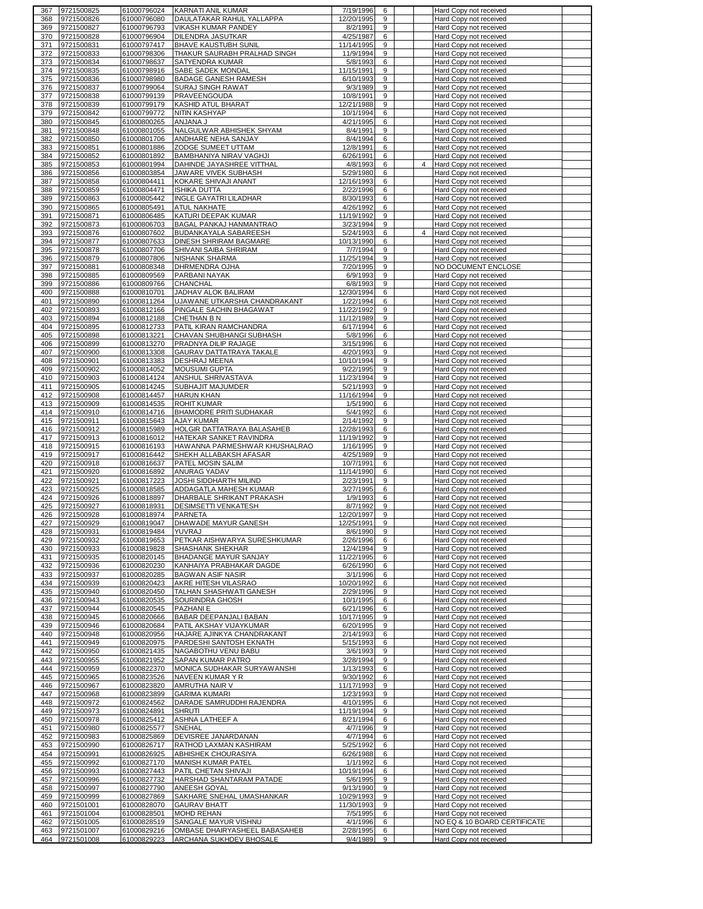| | | | | | | | | |
|---|---|---|---|---|---|---|---|---|
| 367 | 9721500825 | 61000796024 | KARNATI ANIL KUMAR | 7/19/1996 | 6 | | Hard Copy not received | |
| 368 | 9721500826 | 61000796080 | DAULATAKAR RAHUL YALLAPPA | 12/20/1995 | 9 | | Hard Copy not received | |
| 369 | 9721500827 | 61000796793 | VIKASH KUMAR PANDEY | 8/2/1991 | 9 | | Hard Copy not received | |
| 370 | 9721500828 | 61000796904 | DILENDRA JASUTKAR | 4/25/1987 | 6 | | Hard Copy not received | |
| 371 | 9721500831 | 61000797417 | BHAVE KAUSTUBH SUNIL | 11/14/1995 | 9 | | Hard Copy not received | |
| 372 | 9721500833 | 61000798306 | THAKUR SAURABH PRALHAD SINGH | 11/9/1994 | 9 | | Hard Copy not received | |
| 373 | 9721500834 | 61000798637 | SATYENDRA KUMAR | 5/8/1993 | 6 | | Hard Copy not received | |
| 374 | 9721500835 | 61000798916 | SABE SADEK MONDAL | 11/15/1991 | 9 | | Hard Copy not received | |
| 375 | 9721500836 | 61000798980 | BADAGE GANESH RAMESH | 6/10/1993 | 9 | | Hard Copy not received | |
| 376 | 9721500837 | 61000799064 | SURAJ SINGH RAWAT | 9/3/1989 | 9 | | Hard Copy not received | |
| 377 | 9721500838 | 61000799139 | PRAVEENGOUDA | 10/8/1991 | 9 | | Hard Copy not received | |
| 378 | 9721500839 | 61000799179 | KASHID ATUL BHARAT | 12/21/1988 | 9 | | Hard Copy not received | |
| 379 | 9721500842 | 61000799772 | NITIN KASHYAP | 10/1/1994 | 6 | | Hard Copy not received | |
| 380 | 9721500845 | 61000800265 | ANJANA J | 4/21/1995 | 6 | | Hard Copy not received | |
| 381 | 9721500848 | 61000801055 | NALGULWAR ABHISHEK SHYAM | 8/4/1991 | 9 | | Hard Copy not received | |
| 382 | 9721500850 | 61000801706 | ANDHARE NEHA SANJAY | 8/4/1994 | 6 | | Hard Copy not received | |
| 383 | 9721500851 | 61000801886 | ZODGE SUMEET UTTAM | 12/8/1991 | 6 | | Hard Copy not received | |
| 384 | 9721500852 | 61000801892 | BAMBHANIYA NIRAV VAGHJI | 6/26/1991 | 6 | | Hard Copy not received | |
| 385 | 9721500853 | 61000801994 | DAHINDE JAYASHREE VITTHAL | 4/8/1993 | 6 | 4 | Hard Copy not received | |
| 386 | 9721500856 | 61000803854 | JAWARE VIVEK SUBHASH | 5/29/1980 | 6 | | Hard Copy not received | |
| 387 | 9721500858 | 61000804411 | KOKARE SHIVAJI ANANT | 12/16/1993 | 6 | | Hard Copy not received | |
| 388 | 9721500859 | 61000804471 | ISHIKA DUTTA | 2/22/1996 | 6 | | Hard Copy not received | |
| 389 | 9721500863 | 61000805442 | INGLE GAYATRI LILADHAR | 8/30/1993 | 6 | | Hard Copy not received | |
| 390 | 9721500865 | 61000805491 | ATUL NAKHATE | 4/26/1992 | 6 | | Hard Copy not received | |
| 391 | 9721500871 | 61000806485 | KATURI DEEPAK KUMAR | 11/19/1992 | 9 | | Hard Copy not received | |
| 392 | 9721500873 | 61000806703 | BAGAL PANKAJ HANMANTRAO | 3/23/1994 | 9 | | Hard Copy not received | |
| 393 | 9721500876 | 61000807602 | BUDANKAYALA SABAREESH | 5/24/1993 | 6 | 4 | Hard Copy not received | |
| 394 | 9721500877 | 61000807633 | DINESH SHRIRAM BAGMARE | 10/13/1990 | 6 | | Hard Copy not received | |
| 395 | 9721500878 | 61000807706 | SHIVANI SAIBA SHRIRAM | 7/7/1994 | 9 | | Hard Copy not received | |
| 396 | 9721500879 | 61000807806 | NISHANK SHARMA | 11/25/1994 | 9 | | Hard Copy not received | |
| 397 | 9721500881 | 61000808348 | DHRMENDRA OJHA | 7/20/1995 | 9 | | NO DOCUMENT ENCLOSE | |
| 398 | 9721500885 | 61000809569 | PARBANI NAYAK | 6/9/1993 | 9 | | Hard Copy not received | |
| 399 | 9721500886 | 61000809766 | CHANCHAL | 6/8/1993 | 9 | | Hard Copy not received | |
| 400 | 9721500888 | 61000810701 | JADHAV ALOK BALIRAM | 12/30/1994 | 6 | | Hard Copy not received | |
| 401 | 9721500890 | 61000811264 | UJAWANE UTKARSHA CHANDRAKANT | 1/22/1994 | 6 | | Hard Copy not received | |
| 402 | 9721500893 | 61000812166 | PINGALE SACHIN BHAGAWAT | 11/22/1992 | 9 | | Hard Copy not received | |
| 403 | 9721500894 | 61000812188 | CHETHAN B N | 11/12/1989 | 9 | | Hard Copy not received | |
| 404 | 9721500895 | 61000812733 | PATIL KIRAN RAMCHANDRA | 6/17/1994 | 6 | | Hard Copy not received | |
| 405 | 9721500898 | 61000813221 | CHAVAN SHUBHANGI SUBHASH | 5/8/1996 | 6 | | Hard Copy not received | |
| 406 | 9721500899 | 61000813270 | PRADNYA DILIP RAJAGE | 3/15/1996 | 6 | | Hard Copy not received | |
| 407 | 9721500900 | 61000813308 | GAURAV DATTATRAYA TAKALE | 4/20/1993 | 9 | | Hard Copy not received | |
| 408 | 9721500901 | 61000813383 | DESHRAJ MEENA | 10/10/1994 | 9 | | Hard Copy not received | |
| 409 | 9721500902 | 61000814052 | MOUSUMI GUPTA | 9/22/1995 | 9 | | Hard Copy not received | |
| 410 | 9721500903 | 61000814124 | ANSHUL SHRIVASTAVA | 11/23/1994 | 9 | | Hard Copy not received | |
| 411 | 9721500905 | 61000814245 | SUBHAJIT MAJUMDER | 5/21/1993 | 9 | | Hard Copy not received | |
| 412 | 9721500908 | 61000814457 | HARUN KHAN | 11/16/1994 | 9 | | Hard Copy not received | |
| 413 | 9721500909 | 61000814535 | ROHIT KUMAR | 1/5/1990 | 6 | | Hard Copy not received | |
| 414 | 9721500910 | 61000814716 | BHAMODRE PRITI SUDHAKAR | 5/4/1992 | 6 | | Hard Copy not received | |
| 415 | 9721500911 | 61000815643 | AJAY KUMAR | 2/14/1992 | 9 | | Hard Copy not received | |
| 416 | 9721500912 | 61000815989 | HOLGIR DATTATRAYA BALASAHEB | 12/28/1993 | 6 | | Hard Copy not received | |
| 417 | 9721500913 | 61000816012 | HATEKAR SANKET RAVINDRA | 11/19/1992 | 9 | | Hard Copy not received | |
| 418 | 9721500915 | 61000816193 | HAWANNA PARMESHWAR KHUSHALRAO | 1/16/1995 | 9 | | Hard Copy not received | |
| 419 | 9721500917 | 61000816442 | SHEKH ALLABAKSH AFASAR | 4/25/1989 | 9 | | Hard Copy not received | |
| 420 | 9721500918 | 61000816637 | PATEL MOSIN SALIM | 10/7/1991 | 6 | | Hard Copy not received | |
| 421 | 9721500920 | 61000816892 | ANURAG YADAV | 11/14/1990 | 6 | | Hard Copy not received | |
| 422 | 9721500921 | 61000817223 | JOSHI SIDDHARTH MILIND | 2/23/1991 | 9 | | Hard Copy not received | |
| 423 | 9721500925 | 61000818585 | ADDAGATLA MAHESH KUMAR | 3/27/1995 | 6 | | Hard Copy not received | |
| 424 | 9721500926 | 61000818897 | DHARBALE SHRIKANT PRAKASH | 1/9/1993 | 6 | | Hard Copy not received | |
| 425 | 9721500927 | 61000818931 | DESIMSETTI VENKATESH | 8/7/1992 | 9 | | Hard Copy not received | |
| 426 | 9721500928 | 61000818974 | PARNETA | 12/20/1997 | 9 | | Hard Copy not received | |
| 427 | 9721500929 | 61000819047 | DHAWADE MAYUR GANESH | 12/25/1991 | 9 | | Hard Copy not received | |
| 428 | 9721500931 | 61000819484 | YUVRAJ | 8/6/1990 | 9 | | Hard Copy not received | |
| 429 | 9721500932 | 61000819653 | PETKAR AISHWARYA SURESHKUMAR | 2/26/1996 | 6 | | Hard Copy not received | |
| 430 | 9721500933 | 61000819828 | SHASHANK SHEKHAR | 12/4/1994 | 9 | | Hard Copy not received | |
| 431 | 9721500935 | 61000820145 | BHADANGE MAYUR SANJAY | 11/22/1995 | 6 | | Hard Copy not received | |
| 432 | 9721500936 | 61000820230 | KANHAIYA PRABHAKAR DAGDE | 6/26/1990 | 6 | | Hard Copy not received | |
| 433 | 9721500937 | 61000820285 | BAGWAN ASIF NASIR | 3/1/1996 | 6 | | Hard Copy not received | |
| 434 | 9721500939 | 61000820423 | AKRE HITESH VILASRAO | 10/20/1992 | 6 | | Hard Copy not received | |
| 435 | 9721500940 | 61000820450 | TALHAN SHASHWATI GANESH | 2/29/1996 | 9 | | Hard Copy not received | |
| 436 | 9721500943 | 61000820535 | SOURINDRA GHOSH | 10/1/1995 | 6 | | Hard Copy not received | |
| 437 | 9721500944 | 61000820545 | PAZHANI E | 6/21/1996 | 6 | | Hard Copy not received | |
| 438 | 9721500945 | 61000820666 | BABAR DEEPANJALI BABAN | 10/17/1995 | 9 | | Hard Copy not received | |
| 439 | 9721500946 | 61000820684 | PATIL AKSHAY VIJAYKUMAR | 6/20/1995 | 9 | | Hard Copy not received | |
| 440 | 9721500948 | 61000820956 | HAJARE AJINKYA CHANDRAKANT | 2/14/1993 | 6 | | Hard Copy not received | |
| 441 | 9721500949 | 61000820975 | PARDESHI SANTOSH EKNATH | 5/15/1993 | 6 | | Hard Copy not received | |
| 442 | 9721500950 | 61000821435 | NAGABOTHU VENU BABU | 3/6/1993 | 9 | | Hard Copy not received | |
| 443 | 9721500955 | 61000821952 | SAPAN KUMAR PATRO | 3/28/1994 | 9 | | Hard Copy not received | |
| 444 | 9721500959 | 61000822370 | MONICA SUDHAKAR SURYAWANSHI | 1/13/1993 | 6 | | Hard Copy not received | |
| 445 | 9721500965 | 61000823526 | NAVEEN KUMAR Y R | 9/30/1992 | 6 | | Hard Copy not received | |
| 446 | 9721500967 | 61000823820 | AMRUTHA NAIR V | 11/17/1993 | 9 | | Hard Copy not received | |
| 447 | 9721500968 | 61000823899 | GARIMA KUMARI | 1/23/1993 | 9 | | Hard Copy not received | |
| 448 | 9721500972 | 61000824562 | DARADE SAMRUDDHI RAJENDRA | 4/10/1995 | 6 | | Hard Copy not received | |
| 449 | 9721500973 | 61000824891 | SHRUTI | 11/19/1994 | 9 | | Hard Copy not received | |
| 450 | 9721500978 | 61000825412 | ASHNA LATHEEF A | 8/21/1994 | 6 | | Hard Copy not received | |
| 451 | 9721500980 | 61000825577 | SNEHAL | 4/7/1996 | 9 | | Hard Copy not received | |
| 452 | 9721500983 | 61000825869 | DEVISREE JANARDANAN | 4/7/1994 | 6 | | Hard Copy not received | |
| 453 | 9721500990 | 61000826717 | RATHOD LAXMAN KASHIRAM | 5/25/1992 | 6 | | Hard Copy not received | |
| 454 | 9721500991 | 61000826925 | ABHISHEK CHOURASIYA | 6/26/1988 | 6 | | Hard Copy not received | |
| 455 | 9721500992 | 61000827170 | MANISH KUMAR PATEL | 1/1/1992 | 6 | | Hard Copy not received | |
| 456 | 9721500993 | 61000827443 | PATIL CHETAN SHIVAJI | 10/19/1994 | 6 | | Hard Copy not received | |
| 457 | 9721500996 | 61000827732 | HARSHAD SHANTARAM PATADE | 5/6/1995 | 9 | | Hard Copy not received | |
| 458 | 9721500997 | 61000827790 | ANEESH GOYAL | 9/13/1990 | 9 | | Hard Copy not received | |
| 459 | 9721500999 | 61000827869 | SAKHARE SNEHAL UMASHANKAR | 10/29/1993 | 9 | | Hard Copy not received | |
| 460 | 9721501001 | 61000828070 | GAURAV BHATT | 11/30/1993 | 9 | | Hard Copy not received | |
| 461 | 9721501004 | 61000828501 | MOHD REHAN | 7/5/1995 | 6 | | Hard Copy not received | |
| 462 | 9721501005 | 61000828519 | SANGALE MAYUR VISHNU | 4/1/1996 | 6 | | NO EQ & 10 BOARD CERTIFICATE | |
| 463 | 9721501007 | 61000829216 | OMBASE DHAIRYASHEEL BABASAHEB | 2/28/1995 | 6 | | Hard Copy not received | |
| 464 | 9721501008 | 61000829223 | ARCHANA SUKHDEV BHOSALE | 9/4/1989 | 9 | | Hard Copy not received | |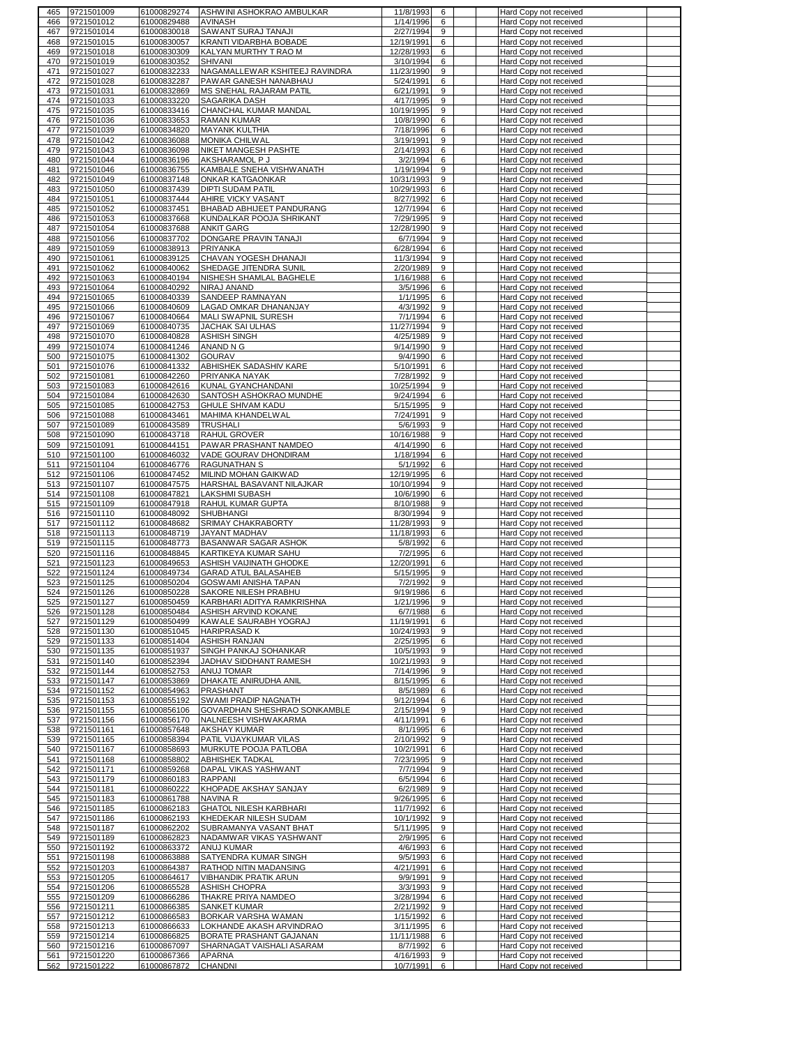| 465 | 9721501009 | 61000829274 | ASHWINI ASHOKRAO AMBULKAR | 11/8/1993 | 6 | | Hard Copy not received | |
|---|---|---|---|---|---|---|---|---|
| 466 | 9721501012 | 61000829488 | AVINASH | 1/14/1996 | 6 | | Hard Copy not received | |
| 467 | 9721501014 | 61000830018 | SAWANT SURAJ TANAJI | 2/27/1994 | 9 | | Hard Copy not received | |
| 468 | 9721501015 | 61000830057 | KRANTI VIDARBHA BOBADE | 12/19/1991 | 6 | | Hard Copy not received | |
| 469 | 9721501018 | 61000830309 | KALYAN MURTHY T RAO M | 12/28/1993 | 6 | | Hard Copy not received | |
| 470 | 9721501019 | 61000830352 | SHIVANI | 3/10/1994 | 6 | | Hard Copy not received | |
| 471 | 9721501027 | 61000832233 | NAGAMALLEWAR KSHITEEJ RAVINDRA | 11/23/1990 | 9 | | Hard Copy not received | |
| 472 | 9721501028 | 61000832287 | PAWAR GANESH NANABHAU | 5/24/1991 | 6 | | Hard Copy not received | |
| 473 | 9721501031 | 61000832869 | MS SNEHAL RAJARAM PATIL | 6/21/1991 | 9 | | Hard Copy not received | |
| 474 | 9721501033 | 61000833220 | SAGARIKA DASH | 4/17/1995 | 9 | | Hard Copy not received | |
| 475 | 9721501035 | 61000833416 | CHANCHAL KUMAR MANDAL | 10/19/1995 | 9 | | Hard Copy not received | |
| 476 | 9721501036 | 61000833653 | RAMAN KUMAR | 10/8/1990 | 6 | | Hard Copy not received | |
| 477 | 9721501039 | 61000834820 | MAYANK KULTHIA | 7/18/1996 | 6 | | Hard Copy not received | |
| 478 | 9721501042 | 61000836088 | MONIKA CHILWAL | 3/19/1991 | 9 | | Hard Copy not received | |
| 479 | 9721501043 | 61000836098 | NIKET MANGESH PASHTE | 2/14/1993 | 6 | | Hard Copy not received | |
| 480 | 9721501044 | 61000836196 | AKSHARAMOL P J | 3/2/1994 | 6 | | Hard Copy not received | |
| 481 | 9721501046 | 61000836755 | KAMBALE SNEHA VISHWANATH | 1/19/1994 | 9 | | Hard Copy not received | |
| 482 | 9721501049 | 61000837148 | ONKAR KATGAONKAR | 10/31/1993 | 9 | | Hard Copy not received | |
| 483 | 9721501050 | 61000837439 | DIPTI SUDAM PATIL | 10/29/1993 | 6 | | Hard Copy not received | |
| 484 | 9721501051 | 61000837444 | AHIRE VICKY VASANT | 8/27/1992 | 6 | | Hard Copy not received | |
| 485 | 9721501052 | 61000837451 | BHABAD ABHIJEET PANDURANG | 12/7/1994 | 6 | | Hard Copy not received | |
| 486 | 9721501053 | 61000837668 | KUNDALKAR POOJA SHRIKANT | 7/29/1995 | 9 | | Hard Copy not received | |
| 487 | 9721501054 | 61000837688 | ANKIT GARG | 12/28/1990 | 9 | | Hard Copy not received | |
| 488 | 9721501056 | 61000837702 | DONGARE PRAVIN TANAJI | 6/7/1994 | 9 | | Hard Copy not received | |
| 489 | 9721501059 | 61000838913 | PRIYANKA | 6/28/1994 | 6 | | Hard Copy not received | |
| 490 | 9721501061 | 61000839125 | CHAVAN YOGESH DHANAJI | 11/3/1994 | 9 | | Hard Copy not received | |
| 491 | 9721501062 | 61000840062 | SHEDAGE JITENDRA SUNIL | 2/20/1989 | 9 | | Hard Copy not received | |
| 492 | 9721501063 | 61000840194 | NISHESH SHAMLAL BAGHELE | 1/16/1988 | 6 | | Hard Copy not received | |
| 493 | 9721501064 | 61000840292 | NIRAJ ANAND | 3/5/1996 | 6 | | Hard Copy not received | |
| 494 | 9721501065 | 61000840339 | SANDEEP RAMNAYAN | 1/1/1995 | 6 | | Hard Copy not received | |
| 495 | 9721501066 | 61000840609 | LAGAD OMKAR DHANANJAY | 4/3/1992 | 9 | | Hard Copy not received | |
| 496 | 9721501067 | 61000840664 | MALI SWAPNIL SURESH | 7/1/1994 | 6 | | Hard Copy not received | |
| 497 | 9721501069 | 61000840735 | JACHAK SAI ULHAS | 11/27/1994 | 9 | | Hard Copy not received | |
| 498 | 9721501070 | 61000840828 | ASHISH SINGH | 4/25/1989 | 9 | | Hard Copy not received | |
| 499 | 9721501074 | 61000841246 | ANAND N G | 9/14/1990 | 9 | | Hard Copy not received | |
| 500 | 9721501075 | 61000841302 | GOURAV | 9/4/1990 | 6 | | Hard Copy not received | |
| 501 | 9721501076 | 61000841332 | ABHISHEK SADASHIV KARE | 5/10/1991 | 6 | | Hard Copy not received | |
| 502 | 9721501081 | 61000842260 | PRIYANKA NAYAK | 7/28/1992 | 9 | | Hard Copy not received | |
| 503 | 9721501083 | 61000842616 | KUNAL GYANCHANDANI | 10/25/1994 | 9 | | Hard Copy not received | |
| 504 | 9721501084 | 61000842630 | SANTOSH ASHOKRAO MUNDHE | 9/24/1994 | 6 | | Hard Copy not received | |
| 505 | 9721501085 | 61000842753 | GHULE SHIVAM KADU | 5/15/1995 | 9 | | Hard Copy not received | |
| 506 | 9721501088 | 61000843461 | MAHIMA KHANDELWAL | 7/24/1991 | 9 | | Hard Copy not received | |
| 507 | 9721501089 | 61000843589 | TRUSHALI | 5/6/1993 | 9 | | Hard Copy not received | |
| 508 | 9721501090 | 61000843718 | RAHUL GROVER | 10/16/1988 | 9 | | Hard Copy not received | |
| 509 | 9721501091 | 61000844151 | PAWAR PRASHANT NAMDEO | 4/14/1990 | 6 | | Hard Copy not received | |
| 510 | 9721501100 | 61000846032 | VADE GOURAV DHONDIRAM | 1/18/1994 | 6 | | Hard Copy not received | |
| 511 | 9721501104 | 61000846776 | RAGUNATHAN S | 5/1/1992 | 6 | | Hard Copy not received | |
| 512 | 9721501106 | 61000847452 | MILIND MOHAN GAIKWAD | 12/19/1995 | 6 | | Hard Copy not received | |
| 513 | 9721501107 | 61000847575 | HARSHAL BASAVANT NILAJKAR | 10/10/1994 | 9 | | Hard Copy not received | |
| 514 | 9721501108 | 61000847821 | LAKSHMI SUBASH | 10/6/1990 | 6 | | Hard Copy not received | |
| 515 | 9721501109 | 61000847918 | RAHUL KUMAR GUPTA | 8/10/1988 | 9 | | Hard Copy not received | |
| 516 | 9721501110 | 61000848092 | SHUBHANGI | 8/30/1994 | 9 | | Hard Copy not received | |
| 517 | 9721501112 | 61000848682 | SRIMAY CHAKRABORTY | 11/28/1993 | 9 | | Hard Copy not received | |
| 518 | 9721501113 | 61000848719 | JAYANT MADHAV | 11/18/1993 | 6 | | Hard Copy not received | |
| 519 | 9721501115 | 61000848773 | BASANWAR SAGAR ASHOK | 5/8/1992 | 6 | | Hard Copy not received | |
| 520 | 9721501116 | 61000848845 | KARTIKEYA KUMAR SAHU | 7/2/1995 | 6 | | Hard Copy not received | |
| 521 | 9721501123 | 61000849653 | ASHISH VAIJINATH GHODKE | 12/20/1991 | 6 | | Hard Copy not received | |
| 522 | 9721501124 | 61000849734 | GARAD ATUL BALASAHEB | 5/15/1995 | 9 | | Hard Copy not received | |
| 523 | 9721501125 | 61000850204 | GOSWAMI ANISHA TAPAN | 7/2/1992 | 9 | | Hard Copy not received | |
| 524 | 9721501126 | 61000850228 | SAKORE NILESH PRABHU | 9/19/1986 | 6 | | Hard Copy not received | |
| 525 | 9721501127 | 61000850459 | KARBHARI ADITYA RAMKRISHNA | 1/21/1996 | 9 | | Hard Copy not received | |
| 526 | 9721501128 | 61000850484 | ASHISH ARVIND KOKANE | 6/7/1988 | 6 | | Hard Copy not received | |
| 527 | 9721501129 | 61000850499 | KAWALE SAURABH YOGRAJ | 11/19/1991 | 6 | | Hard Copy not received | |
| 528 | 9721501130 | 61000851045 | HARIPRASAD K | 10/24/1993 | 9 | | Hard Copy not received | |
| 529 | 9721501133 | 61000851404 | ASHISH RANJAN | 2/25/1995 | 6 | | Hard Copy not received | |
| 530 | 9721501135 | 61000851937 | SINGH PANKAJ SOHANKAR | 10/5/1993 | 9 | | Hard Copy not received | |
| 531 | 9721501140 | 61000852394 | JADHAV SIDDHANT RAMESH | 10/21/1993 | 9 | | Hard Copy not received | |
| 532 | 9721501144 | 61000852753 | ANUJ TOMAR | 7/14/1996 | 9 | | Hard Copy not received | |
| 533 | 9721501147 | 61000853869 | DHAKATE ANIRUDHA ANIL | 8/15/1995 | 6 | | Hard Copy not received | |
| 534 | 9721501152 | 61000854963 | PRASHANT | 8/5/1989 | 6 | | Hard Copy not received | |
| 535 | 9721501153 | 61000855192 | SWAMI PRADIP NAGNATH | 9/12/1994 | 6 | | Hard Copy not received | |
| 536 | 9721501155 | 61000856106 | GOVARDHAN SHESHRAO SONKAMBLE | 2/15/1994 | 9 | | Hard Copy not received | |
| 537 | 9721501156 | 61000856170 | NALNEESH VISHWAKARMA | 4/11/1991 | 6 | | Hard Copy not received | |
| 538 | 9721501161 | 61000857648 | AKSHAY KUMAR | 8/1/1995 | 6 | | Hard Copy not received | |
| 539 | 9721501165 | 61000858394 | PATIL VIJAYKUMAR VILAS | 2/10/1992 | 9 | | Hard Copy not received | |
| 540 | 9721501167 | 61000858693 | MURKUTE POOJA PATLOBA | 10/2/1991 | 6 | | Hard Copy not received | |
| 541 | 9721501168 | 61000858802 | ABHISHEK TADKAL | 7/23/1995 | 9 | | Hard Copy not received | |
| 542 | 9721501171 | 61000859268 | DAPAL VIKAS YASHWANT | 7/7/1994 | 9 | | Hard Copy not received | |
| 543 | 9721501179 | 61000860183 | RAPPANI | 6/5/1994 | 6 | | Hard Copy not received | |
| 544 | 9721501181 | 61000860222 | KHOPADE AKSHAY SANJAY | 6/2/1989 | 9 | | Hard Copy not received | |
| 545 | 9721501183 | 61000861788 | NAVINA R | 9/26/1995 | 6 | | Hard Copy not received | |
| 546 | 9721501185 | 61000862183 | GHATOL NILESH KARBHARI | 11/7/1992 | 6 | | Hard Copy not received | |
| 547 | 9721501186 | 61000862193 | KHEDEKAR NILESH SUDAM | 10/1/1992 | 9 | | Hard Copy not received | |
| 548 | 9721501187 | 61000862202 | SUBRAMANYA VASANT BHAT | 5/11/1995 | 9 | | Hard Copy not received | |
| 549 | 9721501189 | 61000862823 | NADAMWAR VIKAS YASHWANT | 2/9/1995 | 6 | | Hard Copy not received | |
| 550 | 9721501192 | 61000863372 | ANUJ KUMAR | 4/6/1993 | 6 | | Hard Copy not received | |
| 551 | 9721501198 | 61000863888 | SATYENDRA KUMAR SINGH | 9/5/1993 | 6 | | Hard Copy not received | |
| 552 | 9721501203 | 61000864387 | RATHOD NITIN MADANSING | 4/21/1991 | 6 | | Hard Copy not received | |
| 553 | 9721501205 | 61000864617 | VIBHANDIK PRATIK ARUN | 9/9/1991 | 9 | | Hard Copy not received | |
| 554 | 9721501206 | 61000865528 | ASHISH CHOPRA | 3/3/1993 | 9 | | Hard Copy not received | |
| 555 | 9721501209 | 61000866286 | THAKRE PRIYA NAMDEO | 3/28/1994 | 6 | | Hard Copy not received | |
| 556 | 9721501211 | 61000866385 | SANKET KUMAR | 2/21/1992 | 9 | | Hard Copy not received | |
| 557 | 9721501212 | 61000866583 | BORKAR VARSHA WAMAN | 1/15/1992 | 6 | | Hard Copy not received | |
| 558 | 9721501213 | 61000866633 | LOKHANDE AKASH ARVINDRAO | 3/11/1995 | 6 | | Hard Copy not received | |
| 559 | 9721501214 | 61000866825 | BORATE PRASHANT GAJANAN | 11/11/1988 | 6 | | Hard Copy not received | |
| 560 | 9721501216 | 61000867097 | SHARNAGAT VAISHALI ASARAM | 8/7/1992 | 6 | | Hard Copy not received | |
| 561 | 9721501220 | 61000867366 | APARNA | 4/16/1993 | 9 | | Hard Copy not received | |
| 562 | 9721501222 | 61000867872 | CHANDNI | 10/7/1991 | 6 | | Hard Copy not received | |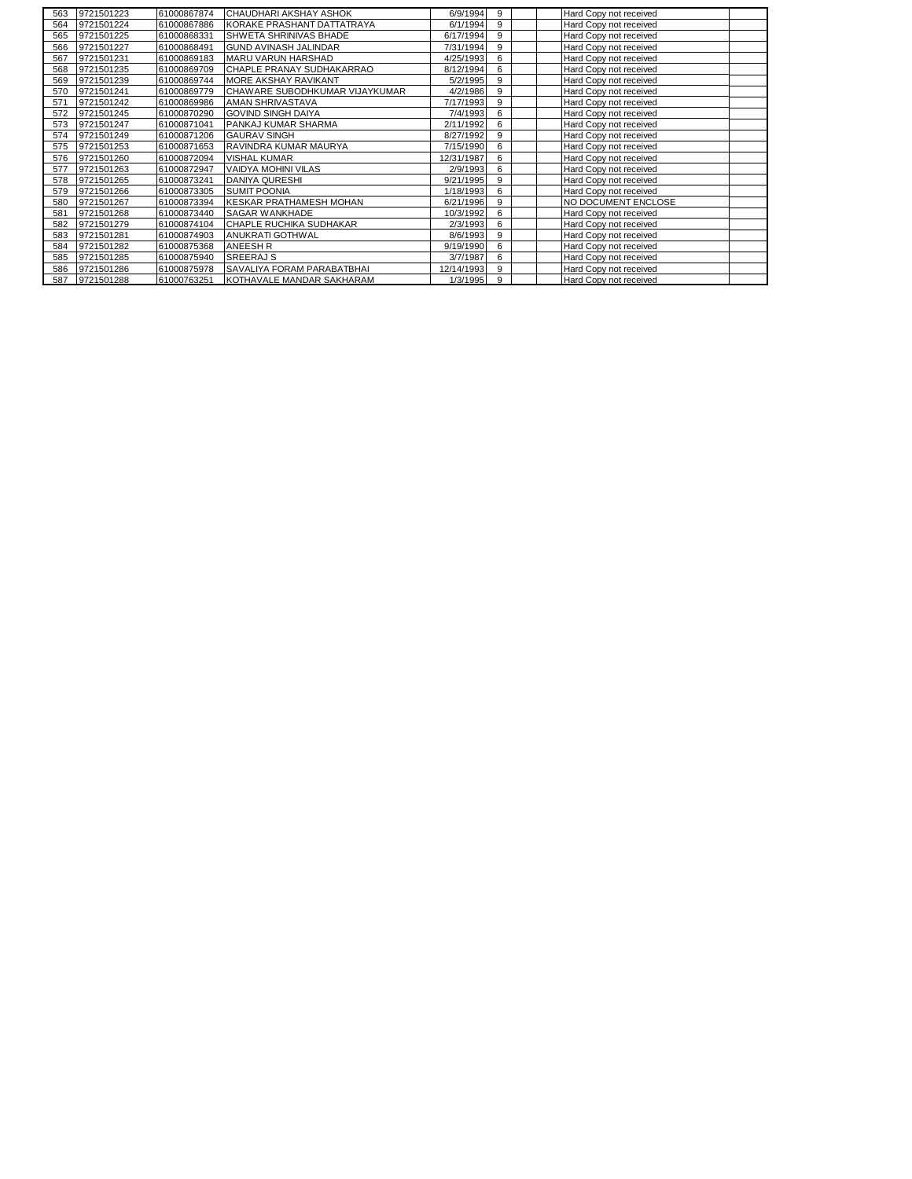| | | | | | | | | | |
|---|---|---|---|---|---|---|---|---|---|
| 563 | 9721501223 | 61000867874 | CHAUDHARI AKSHAY ASHOK | 6/9/1994 | 9 | | | Hard Copy not received | |
| 564 | 9721501224 | 61000867886 | KORAKE PRASHANT DATTATRAYA | 6/1/1994 | 9 | | | Hard Copy not received | |
| 565 | 9721501225 | 61000868331 | SHWETA SHRINIVAS BHADE | 6/17/1994 | 9 | | | Hard Copy not received | |
| 566 | 9721501227 | 61000868491 | GUND AVINASH JALINDAR | 7/31/1994 | 9 | | | Hard Copy not received | |
| 567 | 9721501231 | 61000869183 | MARU VARUN HARSHAD | 4/25/1993 | 6 | | | Hard Copy not received | |
| 568 | 9721501235 | 61000869709 | CHAPLE PRANAY SUDHAKARRAO | 8/12/1994 | 6 | | | Hard Copy not received | |
| 569 | 9721501239 | 61000869744 | MORE AKSHAY RAVIKANT | 5/2/1995 | 9 | | | Hard Copy not received | |
| 570 | 9721501241 | 61000869779 | CHAWARE SUBODHKUMAR VIJAYKUMAR | 4/2/1986 | 9 | | | Hard Copy not received | |
| 571 | 9721501242 | 61000869986 | AMAN SHRIVASTAVA | 7/17/1993 | 9 | | | Hard Copy not received | |
| 572 | 9721501245 | 61000870290 | GOVIND SINGH DAIYA | 7/4/1993 | 6 | | | Hard Copy not received | |
| 573 | 9721501247 | 61000871041 | PANKAJ KUMAR SHARMA | 2/11/1992 | 6 | | | Hard Copy not received | |
| 574 | 9721501249 | 61000871206 | GAURAV SINGH | 8/27/1992 | 9 | | | Hard Copy not received | |
| 575 | 9721501253 | 61000871653 | RAVINDRA KUMAR MAURYA | 7/15/1990 | 6 | | | Hard Copy not received | |
| 576 | 9721501260 | 61000872094 | VISHAL KUMAR | 12/31/1987 | 6 | | | Hard Copy not received | |
| 577 | 9721501263 | 61000872947 | VAIDYA MOHINI VILAS | 2/9/1993 | 6 | | | Hard Copy not received | |
| 578 | 9721501265 | 61000873241 | DANIYA QURESHI | 9/21/1995 | 9 | | | Hard Copy not received | |
| 579 | 9721501266 | 61000873305 | SUMIT POONIA | 1/18/1993 | 6 | | | Hard Copy not received | |
| 580 | 9721501267 | 61000873394 | KESKAR PRATHAMESH MOHAN | 6/21/1996 | 9 | | | NO DOCUMENT ENCLOSE | |
| 581 | 9721501268 | 61000873440 | SAGAR WANKHADE | 10/3/1992 | 6 | | | Hard Copy not received | |
| 582 | 9721501279 | 61000874104 | CHAPLE RUCHIKA SUDHAKAR | 2/3/1993 | 6 | | | Hard Copy not received | |
| 583 | 9721501281 | 61000874903 | ANUKRATI GOTHWAL | 8/6/1993 | 9 | | | Hard Copy not received | |
| 584 | 9721501282 | 61000875368 | ANEESH R | 9/19/1990 | 6 | | | Hard Copy not received | |
| 585 | 9721501285 | 61000875940 | SREERAJ S | 3/7/1987 | 6 | | | Hard Copy not received | |
| 586 | 9721501286 | 61000875978 | SAVALIYA FORAM PARABATBHAI | 12/14/1993 | 9 | | | Hard Copy not received | |
| 587 | 9721501288 | 61000763251 | KOTHAVALE MANDAR SAKHARAM | 1/3/1995 | 9 | | | Hard Copy not received | |